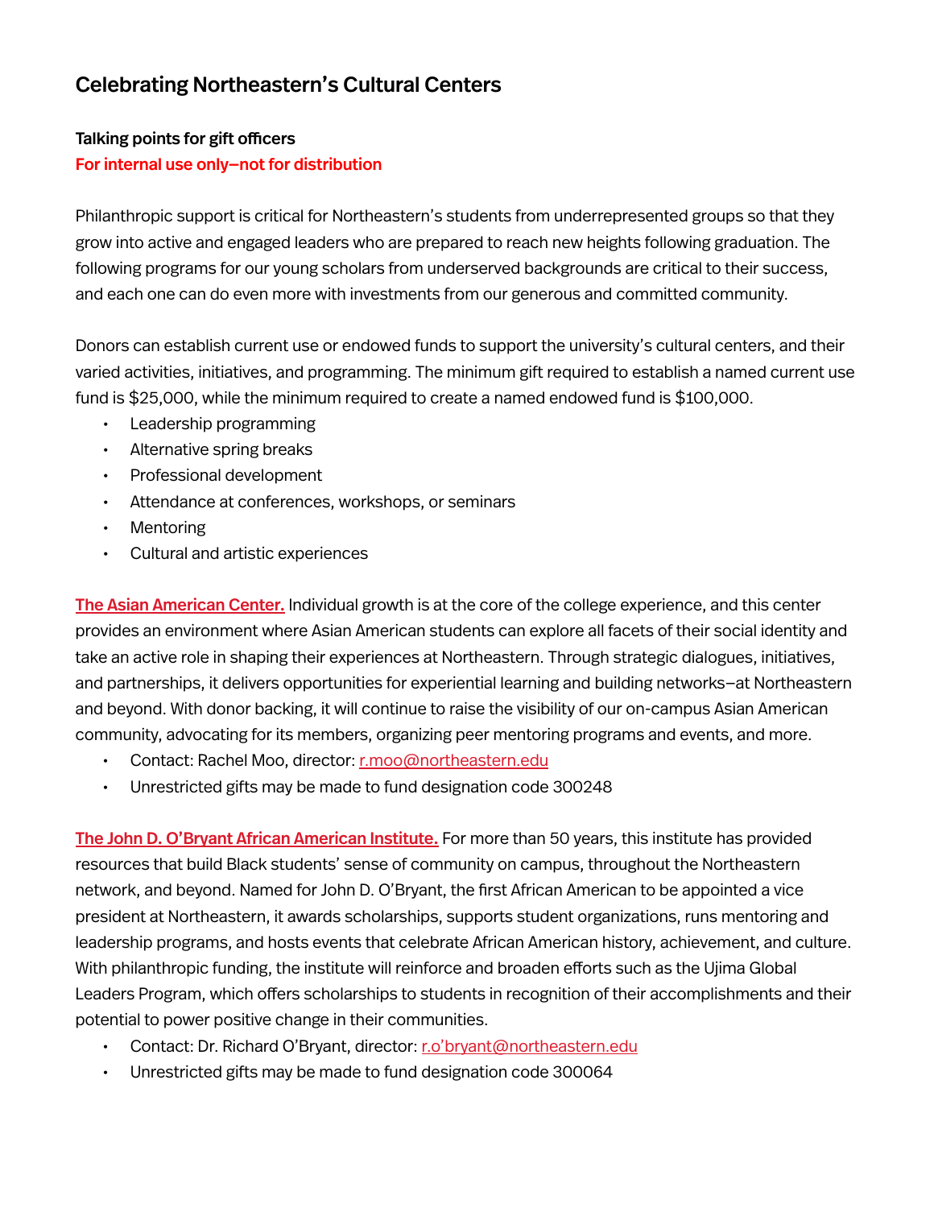# Celebrating Northeastern's Cultural Centers

**Talking points for gift officers**

**For internal use only—not for distribution**

Philanthropic support is critical for Northeastern's students from underrepresented groups so that they grow into active and engaged leaders who are prepared to reach new heights following graduation. The following programs for our young scholars from underserved backgrounds are critical to their success, and each one can do even more with investments from our generous and committed community.

Donors can establish current use or endowed funds to support the university's cultural centers, and their varied activities, initiatives, and programming. The minimum gift required to establish a named current use fund is $25,000, while the minimum required to create a named endowed fund is $100,000.

- Leadership programming
- Alternative spring breaks
- Professional development
- Attendance at conferences, workshops, or seminars
- Mentoring
- Cultural and artistic experiences

**The Asian American Center.** Individual growth is at the core of the college experience, and this center provides an environment where Asian American students can explore all facets of their social identity and take an active role in shaping their experiences at Northeastern. Through strategic dialogues, initiatives, and partnerships, it delivers opportunities for experiential learning and building networks–at Northeastern and beyond. With donor backing, it will continue to raise the visibility of our on-campus Asian American community, advocating for its members, organizing peer mentoring programs and events, and more.

- Contact: Rachel Moo, director: r.moo@northeastern.edu
- Unrestricted gifts may be made to fund designation code 300248

**The John D. O'Bryant African American Institute.** For more than 50 years, this institute has provided resources that build Black students' sense of community on campus, throughout the Northeastern network, and beyond. Named for John D. O'Bryant, the first African American to be appointed a vice president at Northeastern, it awards scholarships, supports student organizations, runs mentoring and leadership programs, and hosts events that celebrate African American history, achievement, and culture. With philanthropic funding, the institute will reinforce and broaden efforts such as the Ujima Global Leaders Program, which offers scholarships to students in recognition of their accomplishments and their potential to power positive change in their communities.

- Contact: Dr. Richard O'Bryant, director: r.o'bryant@northeastern.edu
- Unrestricted gifts may be made to fund designation code 300064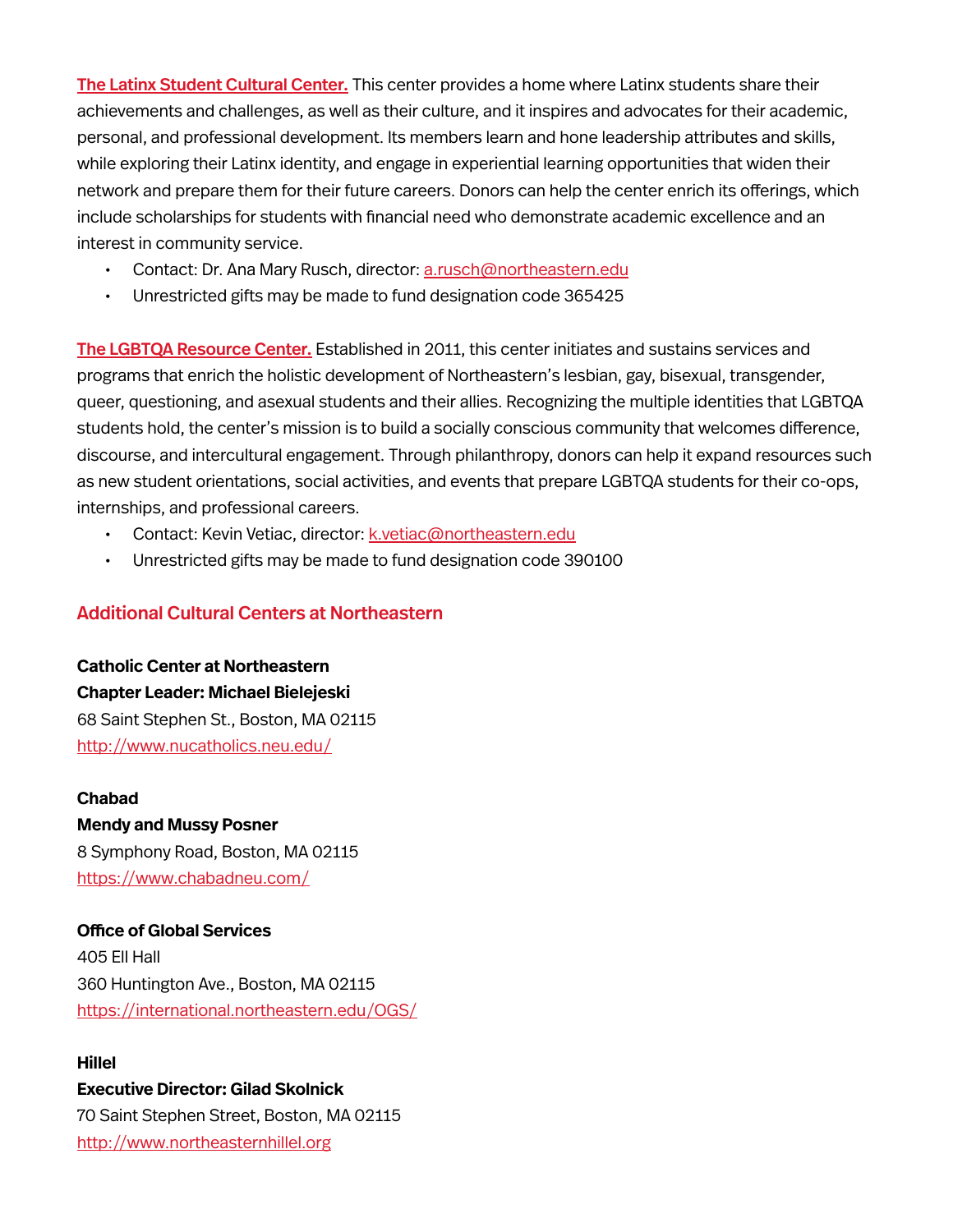**The Latinx Student Cultural Center.** This center provides a home where Latinx students share their achievements and challenges, as well as their culture, and it inspires and advocates for their academic, personal, and professional development. Its members learn and hone leadership attributes and skills, while exploring their Latinx identity, and engage in experiential learning opportunities that widen their network and prepare them for their future careers. Donors can help the center enrich its offerings, which include scholarships for students with financial need who demonstrate academic excellence and an interest in community service.

- Contact: Dr. Ana Mary Rusch, director: a.rusch@northeastern.edu
- Unrestricted gifts may be made to fund designation code 365425

**The LGBTQA Resource Center.** Established in 2011, this center initiates and sustains services and programs that enrich the holistic development of Northeastern's lesbian, gay, bisexual, transgender, queer, questioning, and asexual students and their allies. Recognizing the multiple identities that LGBTQA students hold, the center's mission is to build a socially conscious community that welcomes difference, discourse, and intercultural engagement. Through philanthropy, donors can help it expand resources such as new student orientations, social activities, and events that prepare LGBTQA students for their co-ops, internships, and professional careers.

- Contact: Kevin Vetiac, director: k.vetiac@northeastern.edu
- Unrestricted gifts may be made to fund designation code 390100

## Additional Cultural Centers at Northeastern

**Catholic Center at Northeastern**
**Chapter Leader: Michael Bielejeski**
68 Saint Stephen St., Boston, MA 02115
http://www.nucatholics.neu.edu/

**Chabad**
**Mendy and Mussy Posner**
8 Symphony Road, Boston, MA 02115
https://www.chabadneu.com/

**Office of Global Services**
405 Ell Hall
360 Huntington Ave., Boston, MA 02115
https://international.northeastern.edu/OGS/

**Hillel**
**Executive Director: Gilad Skolnick**
70 Saint Stephen Street, Boston, MA 02115
http://www.northeasternhillel.org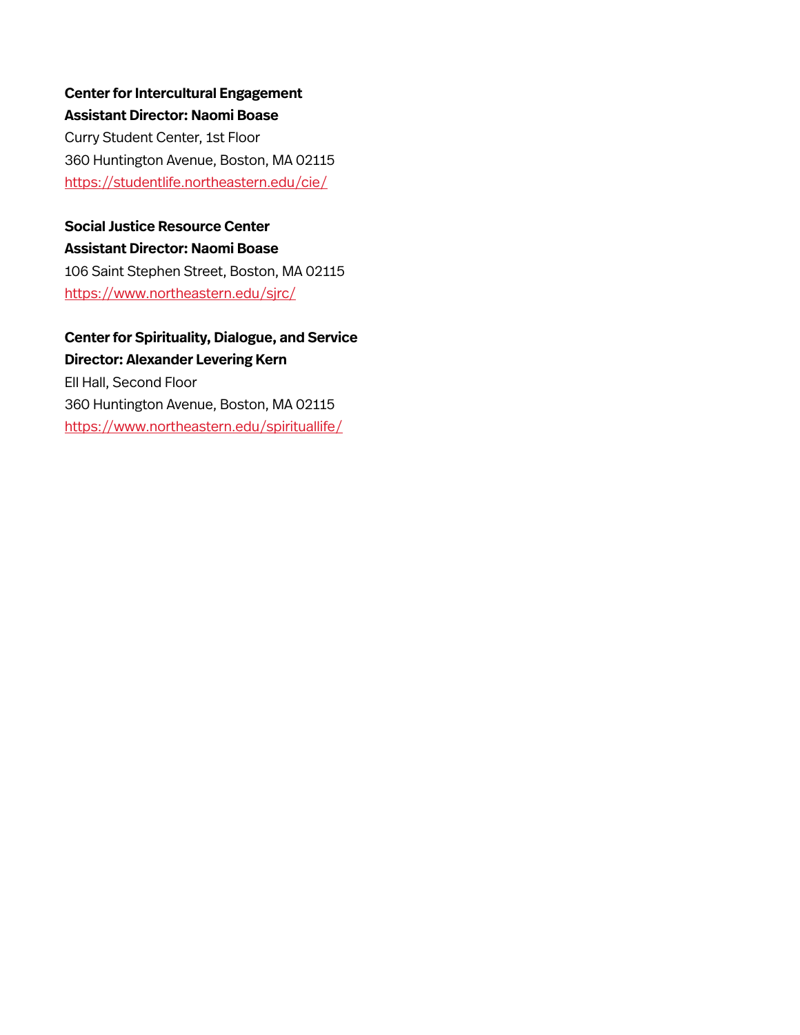**Center for Intercultural Engagement**
**Assistant Director: Naomi Boase**
Curry Student Center, 1st Floor
360 Huntington Avenue, Boston, MA 02115
https://studentlife.northeastern.edu/cie/

**Social Justice Resource Center**
**Assistant Director: Naomi Boase**
106 Saint Stephen Street, Boston, MA 02115
https://www.northeastern.edu/sjrc/

**Center for Spirituality, Dialogue, and Service**
**Director: Alexander Levering Kern**
Ell Hall, Second Floor
360 Huntington Avenue, Boston, MA 02115
https://www.northeastern.edu/spirituallife/